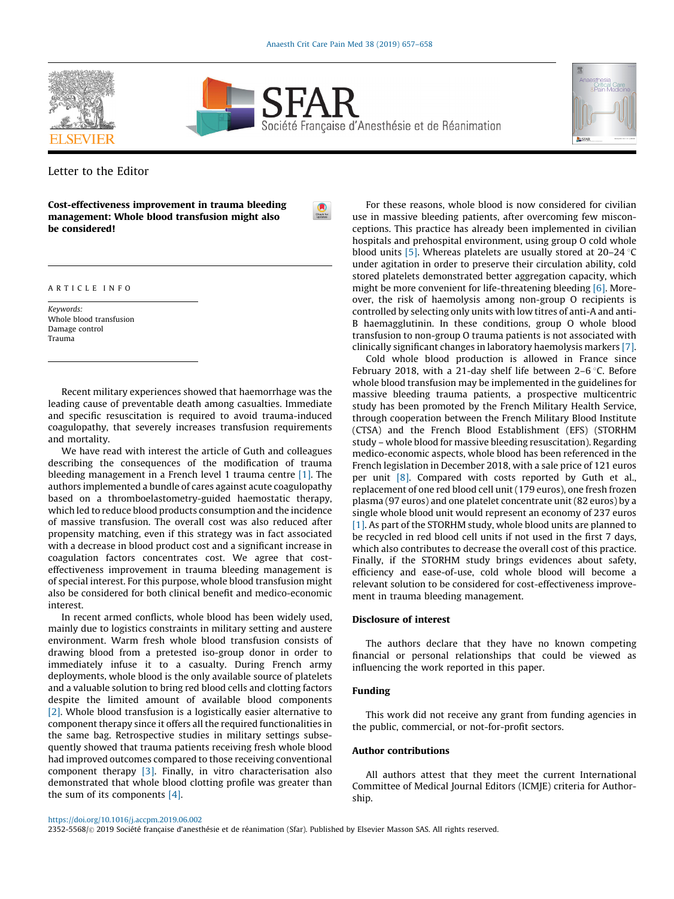Letter to the Editor

# Cost-effectiveness improvement in trauma bleeding management: Whole blood transfusion might also be considered!

ARTICLE INFO

*Keywords:*
Whole blood transfusion
Damage control
Trauma

Recent military experiences showed that haemorrhage was the leading cause of preventable death among casualties. Immediate and specific resuscitation is required to avoid trauma-induced coagulopathy, that severely increases transfusion requirements and mortality.

We have read with interest the article of Guth and colleagues describing the consequences of the modification of trauma bleeding management in a French level 1 trauma centre [1]. The authors implemented a bundle of cares against acute coagulopathy based on a thromboelastometry-guided haemostatic therapy, which led to reduce blood products consumption and the incidence of massive transfusion. The overall cost was also reduced after propensity matching, even if this strategy was in fact associated with a decrease in blood product cost and a significant increase in coagulation factors concentrates cost. We agree that cost-effectiveness improvement in trauma bleeding management is of special interest. For this purpose, whole blood transfusion might also be considered for both clinical benefit and medico-economic interest.

In recent armed conflicts, whole blood has been widely used, mainly due to logistics constraints in military setting and austere environment. Warm fresh whole blood transfusion consists of drawing blood from a pretested iso-group donor in order to immediately infuse it to a casualty. During French army deployments, whole blood is the only available source of platelets and a valuable solution to bring red blood cells and clotting factors despite the limited amount of available blood components [2]. Whole blood transfusion is a logistically easier alternative to component therapy since it offers all the required functionalities in the same bag. Retrospective studies in military settings subsequently showed that trauma patients receiving fresh whole blood had improved outcomes compared to those receiving conventional component therapy [3]. Finally, in vitro characterisation also demonstrated that whole blood clotting profile was greater than the sum of its components [4].

For these reasons, whole blood is now considered for civilian use in massive bleeding patients, after overcoming few misconceptions. This practice has already been implemented in civilian hospitals and prehospital environment, using group O cold whole blood units [5]. Whereas platelets are usually stored at 20–24 °C under agitation in order to preserve their circulation ability, cold stored platelets demonstrated better aggregation capacity, which might be more convenient for life-threatening bleeding [6]. Moreover, the risk of haemolysis among non-group O recipients is controlled by selecting only units with low titres of anti-A and anti-B haemagglutinin. In these conditions, group O whole blood transfusion to non-group O trauma patients is not associated with clinically significant changes in laboratory haemolysis markers [7].

Cold whole blood production is allowed in France since February 2018, with a 21-day shelf life between 2–6 °C. Before whole blood transfusion may be implemented in the guidelines for massive bleeding trauma patients, a prospective multicentric study has been promoted by the French Military Health Service, through cooperation between the French Military Blood Institute (CTSA) and the French Blood Establishment (EFS) (STORHM study – whole blood for massive bleeding resuscitation). Regarding medico-economic aspects, whole blood has been referenced in the French legislation in December 2018, with a sale price of 121 euros per unit [8]. Compared with costs reported by Guth et al., replacement of one red blood cell unit (179 euros), one fresh frozen plasma (97 euros) and one platelet concentrate unit (82 euros) by a single whole blood unit would represent an economy of 237 euros [1]. As part of the STORHM study, whole blood units are planned to be recycled in red blood cell units if not used in the first 7 days, which also contributes to decrease the overall cost of this practice. Finally, if the STORHM study brings evidences about safety, efficiency and ease-of-use, cold whole blood will become a relevant solution to be considered for cost-effectiveness improvement in trauma bleeding management.

## Disclosure of interest

The authors declare that they have no known competing financial or personal relationships that could be viewed as influencing the work reported in this paper.

## Funding

This work did not receive any grant from funding agencies in the public, commercial, or not-for-profit sectors.

## Author contributions

All authors attest that they meet the current International Committee of Medical Journal Editors (ICMJE) criteria for Authorship.

https://doi.org/10.1016/j.accpm.2019.06.002
2352-5568/© 2019 Société française d'anesthésie et de réanimation (Sfar). Published by Elsevier Masson SAS. All rights reserved.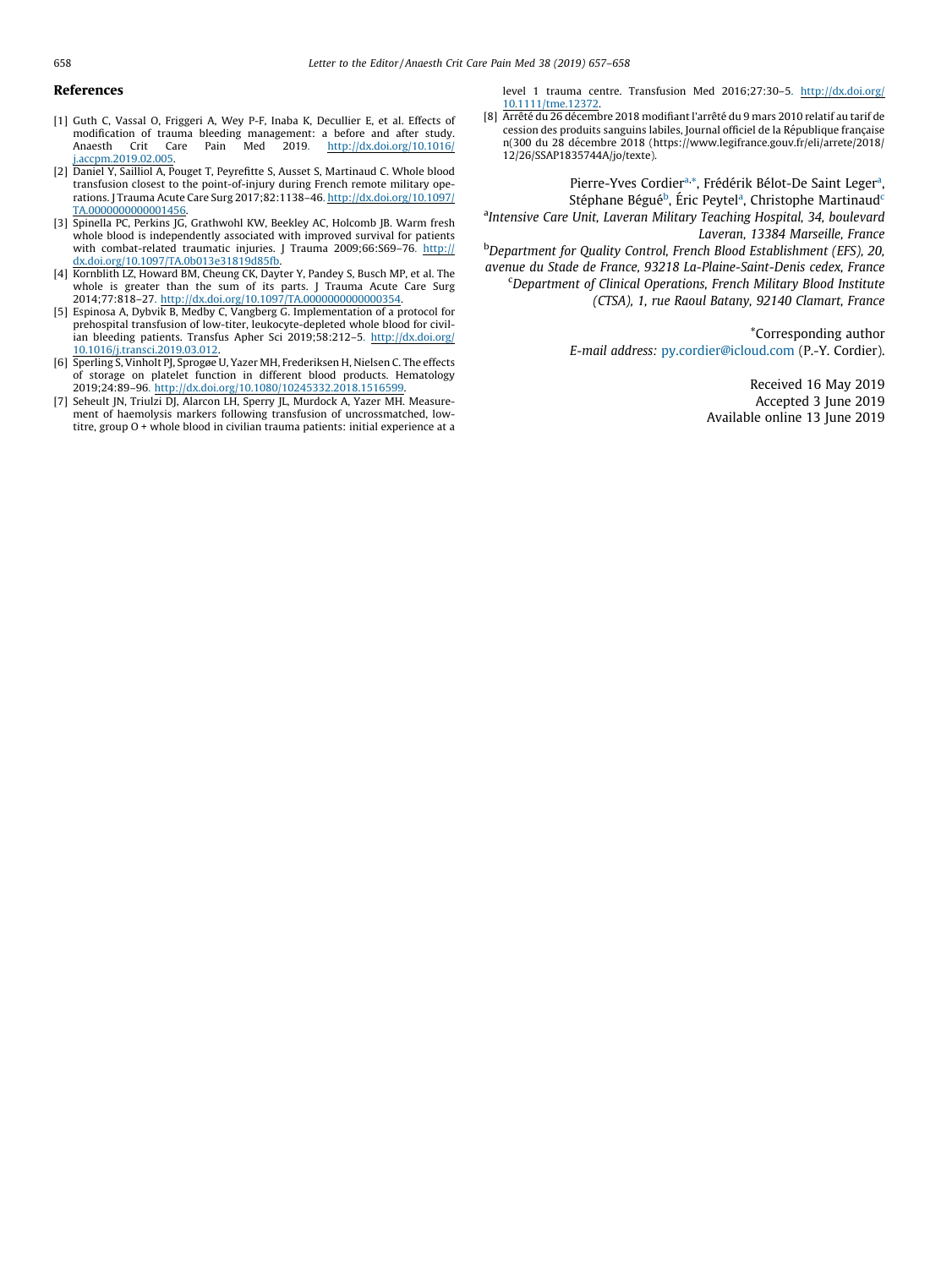## References

[1] Guth C, Vassal O, Friggeri A, Wey P-F, Inaba K, Decullier E, et al. Effects of modification of trauma bleeding management: a before and after study. Anaesth Crit Care Pain Med 2019. http://dx.doi.org/10.1016/j.accpm.2019.02.005.

[2] Daniel Y, Sailliol A, Pouget T, Peyrefitte S, Ausset S, Martinaud C. Whole blood transfusion closest to the point-of-injury during French remote military operations. J Trauma Acute Care Surg 2017;82:1138–46. http://dx.doi.org/10.1097/TA.0000000000001456.

[3] Spinella PC, Perkins JG, Grathwohl KW, Beekley AC, Holcomb JB. Warm fresh whole blood is independently associated with improved survival for patients with combat-related traumatic injuries. J Trauma 2009;66:S69–76. http://dx.doi.org/10.1097/TA.0b013e31819d85fb.

[4] Kornblith LZ, Howard BM, Cheung CK, Dayter Y, Pandey S, Busch MP, et al. The whole is greater than the sum of its parts. J Trauma Acute Care Surg 2014;77:818–27. http://dx.doi.org/10.1097/TA.0000000000000354.

[5] Espinosa A, Dybvik B, Medby C, Vangberg G. Implementation of a protocol for prehospital transfusion of low-titer, leukocyte-depleted whole blood for civilian bleeding patients. Transfus Apher Sci 2019;58:212–5. http://dx.doi.org/10.1016/j.transci.2019.03.012.

[6] Sperling S, Vinholt PJ, Sprogøe U, Yazer MH, Frederiksen H, Nielsen C. The effects of storage on platelet function in different blood products. Hematology 2019;24:89–96. http://dx.doi.org/10.1080/10245332.2018.1516599.

[7] Seheult JN, Triulzi DJ, Alarcon LH, Sperry JL, Murdock A, Yazer MH. Measurement of haemolysis markers following transfusion of uncrossmatched, low-titre, group O + whole blood in civilian trauma patients: initial experience at a level 1 trauma centre. Transfusion Med 2016;27:30–5. http://dx.doi.org/10.1111/tme.12372.

[8] Arrêté du 26 décembre 2018 modifiant l'arrêté du 9 mars 2010 relatif au tarif de cession des produits sanguins labiles, Journal officiel de la République française n(300 du 28 décembre 2018 (https://www.legifrance.gouv.fr/eli/arrete/2018/12/26/SSAP1835744A/jo/texte).

Pierre-Yves Cordier[a,*], Frédérik Bélot-De Saint Leger[a], Stéphane Bégué[b], Éric Peytel[a], Christophe Martinaud[c]

[a] *Intensive Care Unit, Laveran Military Teaching Hospital, 34, boulevard Laveran, 13384 Marseille, France*

[b] *Department for Quality Control, French Blood Establishment (EFS), 20, avenue du Stade de France, 93218 La-Plaine-Saint-Denis cedex, France*

[c] *Department of Clinical Operations, French Military Blood Institute (CTSA), 1, rue Raoul Batany, 92140 Clamart, France*

*Corresponding author

*E-mail address:* py.cordier@icloud.com (P.-Y. Cordier).

Received 16 May 2019
Accepted 3 June 2019
Available online 13 June 2019